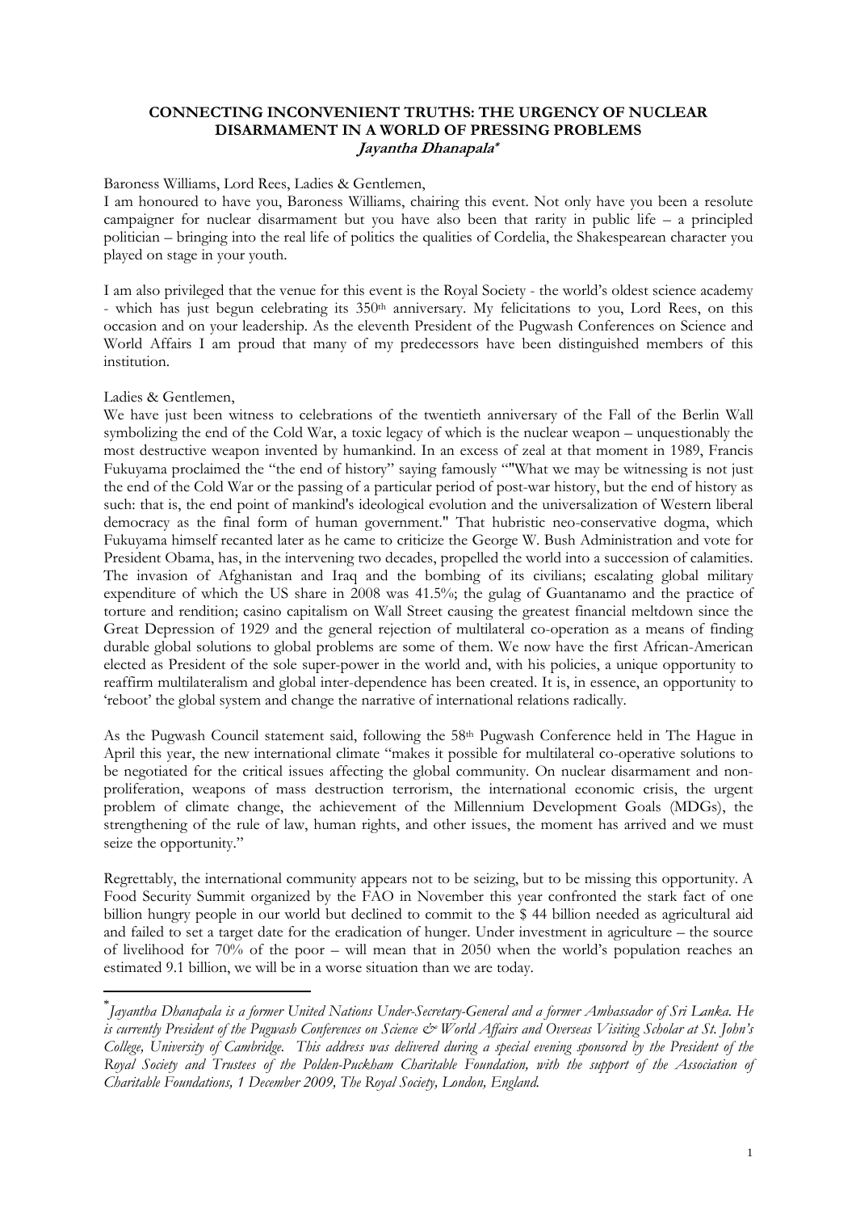# CONNECTING INCONVENIENT TRUTHS: THE URGENCY OF NUCLEAR DISARMAMENT IN A WORLD OF PRESSING PROBLEMS

***Jayantha Dhanapala*[*]**

Baroness Williams, Lord Rees, Ladies & Gentlemen,

I am honoured to have you, Baroness Williams, chairing this event. Not only have you been a resolute campaigner for nuclear disarmament but you have also been that rarity in public life – a principled politician – bringing into the real life of politics the qualities of Cordelia, the Shakespearean character you played on stage in your youth.

I am also privileged that the venue for this event is the Royal Society - the world's oldest science academy - which has just begun celebrating its 350th anniversary. My felicitations to you, Lord Rees, on this occasion and on your leadership. As the eleventh President of the Pugwash Conferences on Science and World Affairs I am proud that many of my predecessors have been distinguished members of this institution.

Ladies & Gentlemen,

We have just been witness to celebrations of the twentieth anniversary of the Fall of the Berlin Wall symbolizing the end of the Cold War, a toxic legacy of which is the nuclear weapon – unquestionably the most destructive weapon invented by humankind. In an excess of zeal at that moment in 1989, Francis Fukuyama proclaimed the "the end of history" saying famously ""What we may be witnessing is not just the end of the Cold War or the passing of a particular period of post-war history, but the end of history as such: that is, the end point of mankind's ideological evolution and the universalization of Western liberal democracy as the final form of human government." That hubristic neo-conservative dogma, which Fukuyama himself recanted later as he came to criticize the George W. Bush Administration and vote for President Obama, has, in the intervening two decades, propelled the world into a succession of calamities. The invasion of Afghanistan and Iraq and the bombing of its civilians; escalating global military expenditure of which the US share in 2008 was 41.5%; the gulag of Guantanamo and the practice of torture and rendition; casino capitalism on Wall Street causing the greatest financial meltdown since the Great Depression of 1929 and the general rejection of multilateral co-operation as a means of finding durable global solutions to global problems are some of them. We now have the first African-American elected as President of the sole super-power in the world and, with his policies, a unique opportunity to reaffirm multilateralism and global inter-dependence has been created. It is, in essence, an opportunity to 'reboot' the global system and change the narrative of international relations radically.

As the Pugwash Council statement said, following the 58th Pugwash Conference held in The Hague in April this year, the new international climate "makes it possible for multilateral co-operative solutions to be negotiated for the critical issues affecting the global community. On nuclear disarmament and non-proliferation, weapons of mass destruction terrorism, the international economic crisis, the urgent problem of climate change, the achievement of the Millennium Development Goals (MDGs), the strengthening of the rule of law, human rights, and other issues, the moment has arrived and we must seize the opportunity."

Regrettably, the international community appears not to be seizing, but to be missing this opportunity. A Food Security Summit organized by the FAO in November this year confronted the stark fact of one billion hungry people in our world but declined to commit to the $ 44 billion needed as agricultural aid and failed to set a target date for the eradication of hunger. Under investment in agriculture – the source of livelihood for 70% of the poor – will mean that in 2050 when the world's population reaches an estimated 9.1 billion, we will be in a worse situation than we are today.

---

[*] *Jayantha Dhanapala is a former United Nations Under-Secretary-General and a former Ambassador of Sri Lanka. He is currently President of the Pugwash Conferences on Science & World Affairs and Overseas Visiting Scholar at St. John's College, University of Cambridge. This address was delivered during a special evening sponsored by the President of the Royal Society and Trustees of the Polden-Puckham Charitable Foundation, with the support of the Association of Charitable Foundations, 1 December 2009, The Royal Society, London, England.*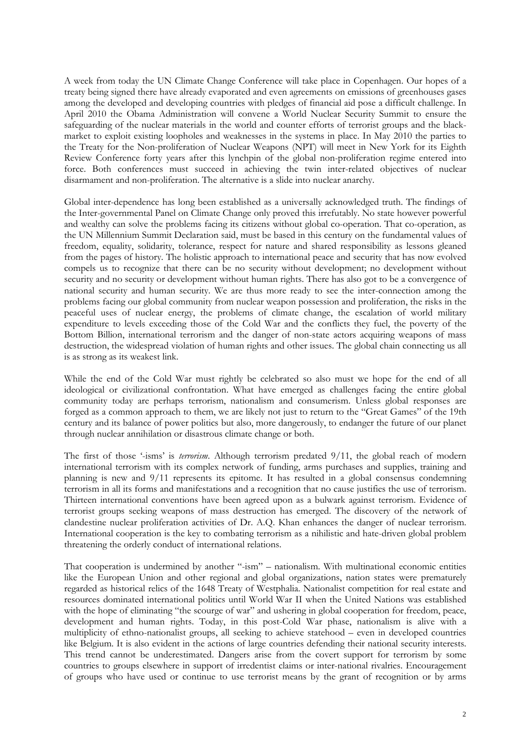A week from today the UN Climate Change Conference will take place in Copenhagen. Our hopes of a treaty being signed there have already evaporated and even agreements on emissions of greenhouses gases among the developed and developing countries with pledges of financial aid pose a difficult challenge. In April 2010 the Obama Administration will convene a World Nuclear Security Summit to ensure the safeguarding of the nuclear materials in the world and counter efforts of terrorist groups and the black-market to exploit existing loopholes and weaknesses in the systems in place. In May 2010 the parties to the Treaty for the Non-proliferation of Nuclear Weapons (NPT) will meet in New York for its Eighth Review Conference forty years after this lynchpin of the global non-proliferation regime entered into force. Both conferences must succeed in achieving the twin inter-related objectives of nuclear disarmament and non-proliferation. The alternative is a slide into nuclear anarchy.

Global inter-dependence has long been established as a universally acknowledged truth. The findings of the Inter-governmental Panel on Climate Change only proved this irrefutably. No state however powerful and wealthy can solve the problems facing its citizens without global co-operation. That co-operation, as the UN Millennium Summit Declaration said, must be based in this century on the fundamental values of freedom, equality, solidarity, tolerance, respect for nature and shared responsibility as lessons gleaned from the pages of history. The holistic approach to international peace and security that has now evolved compels us to recognize that there can be no security without development; no development without security and no security or development without human rights. There has also got to be a convergence of national security and human security. We are thus more ready to see the inter-connection among the problems facing our global community from nuclear weapon possession and proliferation, the risks in the peaceful uses of nuclear energy, the problems of climate change, the escalation of world military expenditure to levels exceeding those of the Cold War and the conflicts they fuel, the poverty of the Bottom Billion, international terrorism and the danger of non-state actors acquiring weapons of mass destruction, the widespread violation of human rights and other issues. The global chain connecting us all is as strong as its weakest link.

While the end of the Cold War must rightly be celebrated so also must we hope for the end of all ideological or civilizational confrontation. What have emerged as challenges facing the entire global community today are perhaps terrorism, nationalism and consumerism. Unless global responses are forged as a common approach to them, we are likely not just to return to the "Great Games" of the 19th century and its balance of power politics but also, more dangerously, to endanger the future of our planet through nuclear annihilation or disastrous climate change or both.

The first of those '-isms' is *terrorism*. Although terrorism predated 9/11, the global reach of modern international terrorism with its complex network of funding, arms purchases and supplies, training and planning is new and 9/11 represents its epitome. It has resulted in a global consensus condemning terrorism in all its forms and manifestations and a recognition that no cause justifies the use of terrorism. Thirteen international conventions have been agreed upon as a bulwark against terrorism. Evidence of terrorist groups seeking weapons of mass destruction has emerged. The discovery of the network of clandestine nuclear proliferation activities of Dr. A.Q. Khan enhances the danger of nuclear terrorism. International cooperation is the key to combating terrorism as a nihilistic and hate-driven global problem threatening the orderly conduct of international relations.

That cooperation is undermined by another "-ism" – nationalism. With multinational economic entities like the European Union and other regional and global organizations, nation states were prematurely regarded as historical relics of the 1648 Treaty of Westphalia. Nationalist competition for real estate and resources dominated international politics until World War II when the United Nations was established with the hope of eliminating "the scourge of war" and ushering in global cooperation for freedom, peace, development and human rights. Today, in this post-Cold War phase, nationalism is alive with a multiplicity of ethno-nationalist groups, all seeking to achieve statehood – even in developed countries like Belgium. It is also evident in the actions of large countries defending their national security interests. This trend cannot be underestimated. Dangers arise from the covert support for terrorism by some countries to groups elsewhere in support of irredentist claims or inter-national rivalries. Encouragement of groups who have used or continue to use terrorist means by the grant of recognition or by arms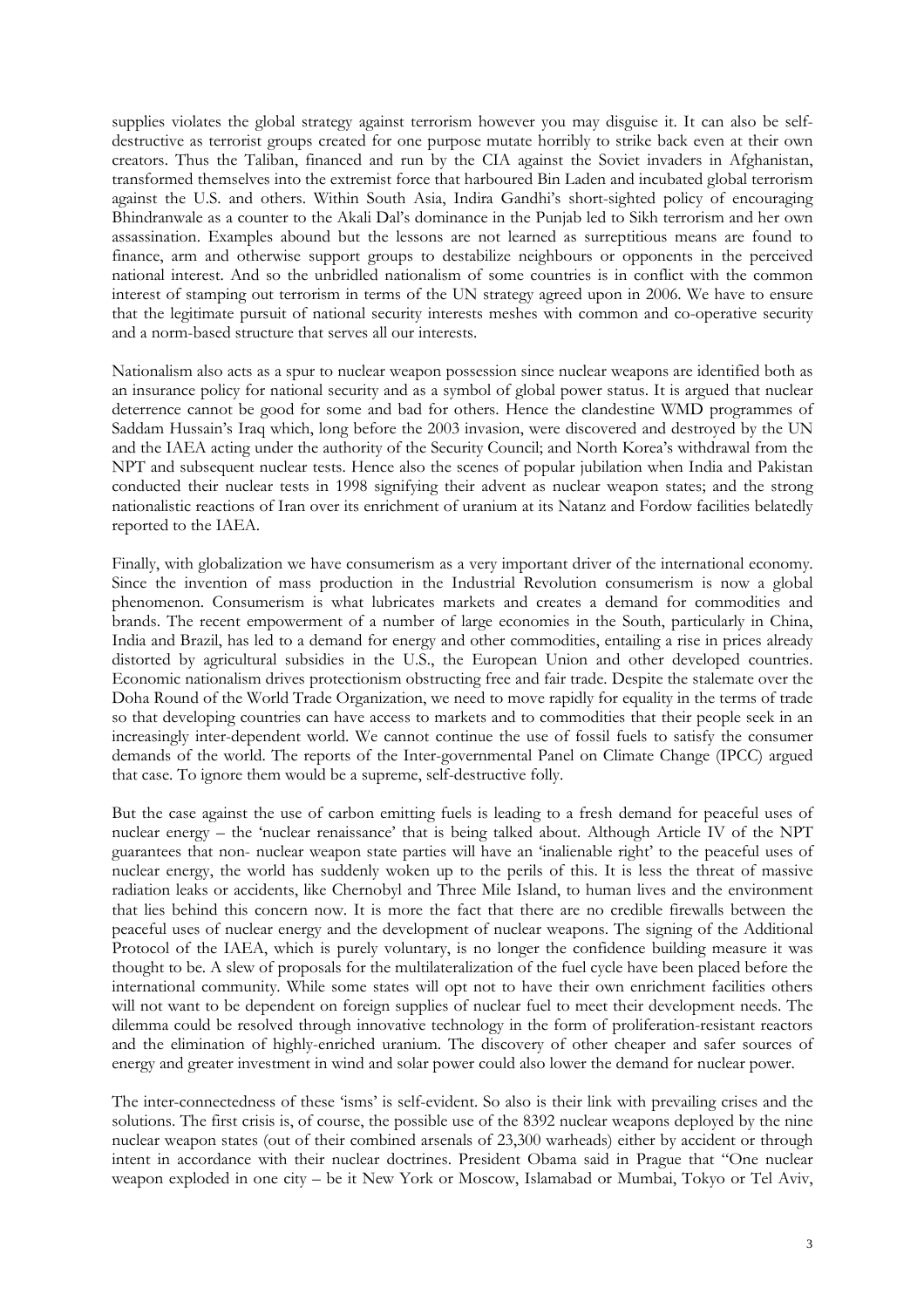supplies violates the global strategy against terrorism however you may disguise it. It can also be self-destructive as terrorist groups created for one purpose mutate horribly to strike back even at their own creators. Thus the Taliban, financed and run by the CIA against the Soviet invaders in Afghanistan, transformed themselves into the extremist force that harboured Bin Laden and incubated global terrorism against the U.S. and others. Within South Asia, Indira Gandhi's short-sighted policy of encouraging Bhindranwale as a counter to the Akali Dal's dominance in the Punjab led to Sikh terrorism and her own assassination. Examples abound but the lessons are not learned as surreptitious means are found to finance, arm and otherwise support groups to destabilize neighbours or opponents in the perceived national interest. And so the unbridled nationalism of some countries is in conflict with the common interest of stamping out terrorism in terms of the UN strategy agreed upon in 2006. We have to ensure that the legitimate pursuit of national security interests meshes with common and co-operative security and a norm-based structure that serves all our interests.

Nationalism also acts as a spur to nuclear weapon possession since nuclear weapons are identified both as an insurance policy for national security and as a symbol of global power status. It is argued that nuclear deterrence cannot be good for some and bad for others. Hence the clandestine WMD programmes of Saddam Hussain's Iraq which, long before the 2003 invasion, were discovered and destroyed by the UN and the IAEA acting under the authority of the Security Council; and North Korea's withdrawal from the NPT and subsequent nuclear tests. Hence also the scenes of popular jubilation when India and Pakistan conducted their nuclear tests in 1998 signifying their advent as nuclear weapon states; and the strong nationalistic reactions of Iran over its enrichment of uranium at its Natanz and Fordow facilities belatedly reported to the IAEA.

Finally, with globalization we have consumerism as a very important driver of the international economy. Since the invention of mass production in the Industrial Revolution consumerism is now a global phenomenon. Consumerism is what lubricates markets and creates a demand for commodities and brands. The recent empowerment of a number of large economies in the South, particularly in China, India and Brazil, has led to a demand for energy and other commodities, entailing a rise in prices already distorted by agricultural subsidies in the U.S., the European Union and other developed countries. Economic nationalism drives protectionism obstructing free and fair trade. Despite the stalemate over the Doha Round of the World Trade Organization, we need to move rapidly for equality in the terms of trade so that developing countries can have access to markets and to commodities that their people seek in an increasingly inter-dependent world. We cannot continue the use of fossil fuels to satisfy the consumer demands of the world. The reports of the Inter-governmental Panel on Climate Change (IPCC) argued that case. To ignore them would be a supreme, self-destructive folly.

But the case against the use of carbon emitting fuels is leading to a fresh demand for peaceful uses of nuclear energy – the 'nuclear renaissance' that is being talked about. Although Article IV of the NPT guarantees that non- nuclear weapon state parties will have an 'inalienable right' to the peaceful uses of nuclear energy, the world has suddenly woken up to the perils of this. It is less the threat of massive radiation leaks or accidents, like Chernobyl and Three Mile Island, to human lives and the environment that lies behind this concern now. It is more the fact that there are no credible firewalls between the peaceful uses of nuclear energy and the development of nuclear weapons. The signing of the Additional Protocol of the IAEA, which is purely voluntary, is no longer the confidence building measure it was thought to be. A slew of proposals for the multilateralization of the fuel cycle have been placed before the international community. While some states will opt not to have their own enrichment facilities others will not want to be dependent on foreign supplies of nuclear fuel to meet their development needs. The dilemma could be resolved through innovative technology in the form of proliferation-resistant reactors and the elimination of highly-enriched uranium. The discovery of other cheaper and safer sources of energy and greater investment in wind and solar power could also lower the demand for nuclear power.

The inter-connectedness of these 'isms' is self-evident. So also is their link with prevailing crises and the solutions. The first crisis is, of course, the possible use of the 8392 nuclear weapons deployed by the nine nuclear weapon states (out of their combined arsenals of 23,300 warheads) either by accident or through intent in accordance with their nuclear doctrines. President Obama said in Prague that "One nuclear weapon exploded in one city – be it New York or Moscow, Islamabad or Mumbai, Tokyo or Tel Aviv,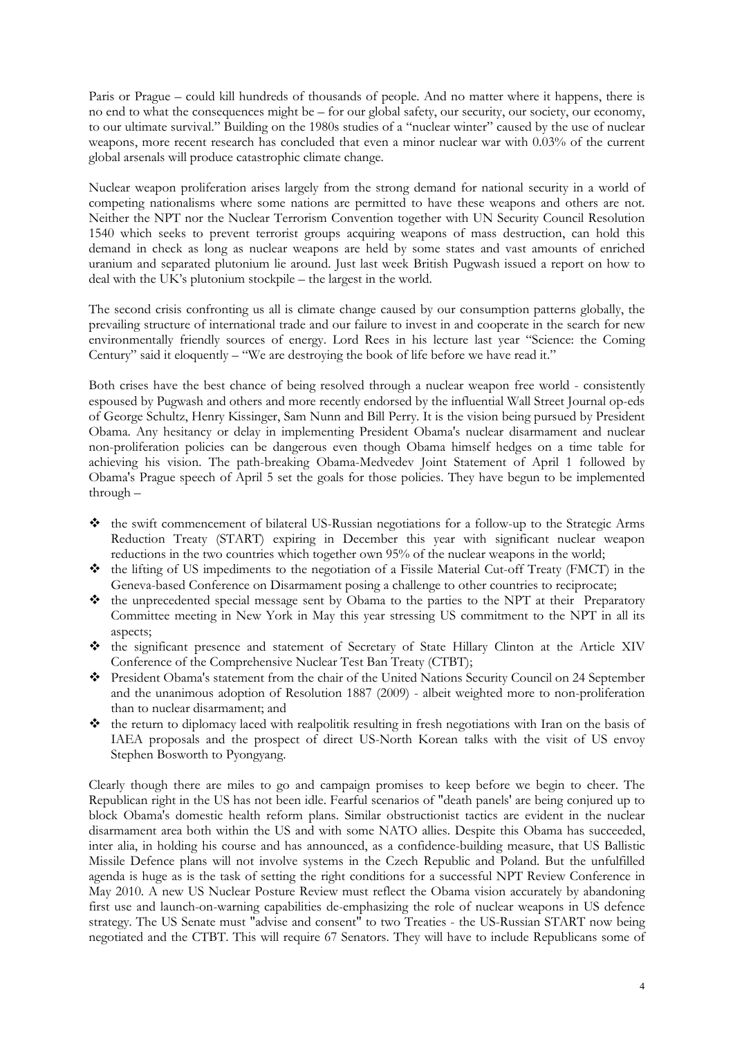Paris or Prague – could kill hundreds of thousands of people. And no matter where it happens, there is no end to what the consequences might be – for our global safety, our security, our society, our economy, to our ultimate survival." Building on the 1980s studies of a "nuclear winter" caused by the use of nuclear weapons, more recent research has concluded that even a minor nuclear war with 0.03% of the current global arsenals will produce catastrophic climate change.

Nuclear weapon proliferation arises largely from the strong demand for national security in a world of competing nationalisms where some nations are permitted to have these weapons and others are not. Neither the NPT nor the Nuclear Terrorism Convention together with UN Security Council Resolution 1540 which seeks to prevent terrorist groups acquiring weapons of mass destruction, can hold this demand in check as long as nuclear weapons are held by some states and vast amounts of enriched uranium and separated plutonium lie around. Just last week British Pugwash issued a report on how to deal with the UK's plutonium stockpile – the largest in the world.

The second crisis confronting us all is climate change caused by our consumption patterns globally, the prevailing structure of international trade and our failure to invest in and cooperate in the search for new environmentally friendly sources of energy. Lord Rees in his lecture last year "Science: the Coming Century" said it eloquently – "We are destroying the book of life before we have read it."

Both crises have the best chance of being resolved through a nuclear weapon free world - consistently espoused by Pugwash and others and more recently endorsed by the influential Wall Street Journal op-eds of George Schultz, Henry Kissinger, Sam Nunn and Bill Perry. It is the vision being pursued by President Obama. Any hesitancy or delay in implementing President Obama's nuclear disarmament and nuclear non-proliferation policies can be dangerous even though Obama himself hedges on a time table for achieving his vision. The path-breaking Obama-Medvedev Joint Statement of April 1 followed by Obama's Prague speech of April 5 set the goals for those policies. They have begun to be implemented through –

- the swift commencement of bilateral US-Russian negotiations for a follow-up to the Strategic Arms Reduction Treaty (START) expiring in December this year with significant nuclear weapon reductions in the two countries which together own 95% of the nuclear weapons in the world;
- the lifting of US impediments to the negotiation of a Fissile Material Cut-off Treaty (FMCT) in the Geneva-based Conference on Disarmament posing a challenge to other countries to reciprocate;
- the unprecedented special message sent by Obama to the parties to the NPT at their Preparatory Committee meeting in New York in May this year stressing US commitment to the NPT in all its aspects;
- the significant presence and statement of Secretary of State Hillary Clinton at the Article XIV Conference of the Comprehensive Nuclear Test Ban Treaty (CTBT);
- President Obama's statement from the chair of the United Nations Security Council on 24 September and the unanimous adoption of Resolution 1887 (2009) - albeit weighted more to non-proliferation than to nuclear disarmament; and
- the return to diplomacy laced with realpolitik resulting in fresh negotiations with Iran on the basis of IAEA proposals and the prospect of direct US-North Korean talks with the visit of US envoy Stephen Bosworth to Pyongyang.

Clearly though there are miles to go and campaign promises to keep before we begin to cheer. The Republican right in the US has not been idle. Fearful scenarios of "death panels' are being conjured up to block Obama's domestic health reform plans. Similar obstructionist tactics are evident in the nuclear disarmament area both within the US and with some NATO allies. Despite this Obama has succeeded, inter alia, in holding his course and has announced, as a confidence-building measure, that US Ballistic Missile Defence plans will not involve systems in the Czech Republic and Poland. But the unfulfilled agenda is huge as is the task of setting the right conditions for a successful NPT Review Conference in May 2010. A new US Nuclear Posture Review must reflect the Obama vision accurately by abandoning first use and launch-on-warning capabilities de-emphasizing the role of nuclear weapons in US defence strategy. The US Senate must "advise and consent" to two Treaties - the US-Russian START now being negotiated and the CTBT. This will require 67 Senators. They will have to include Republicans some of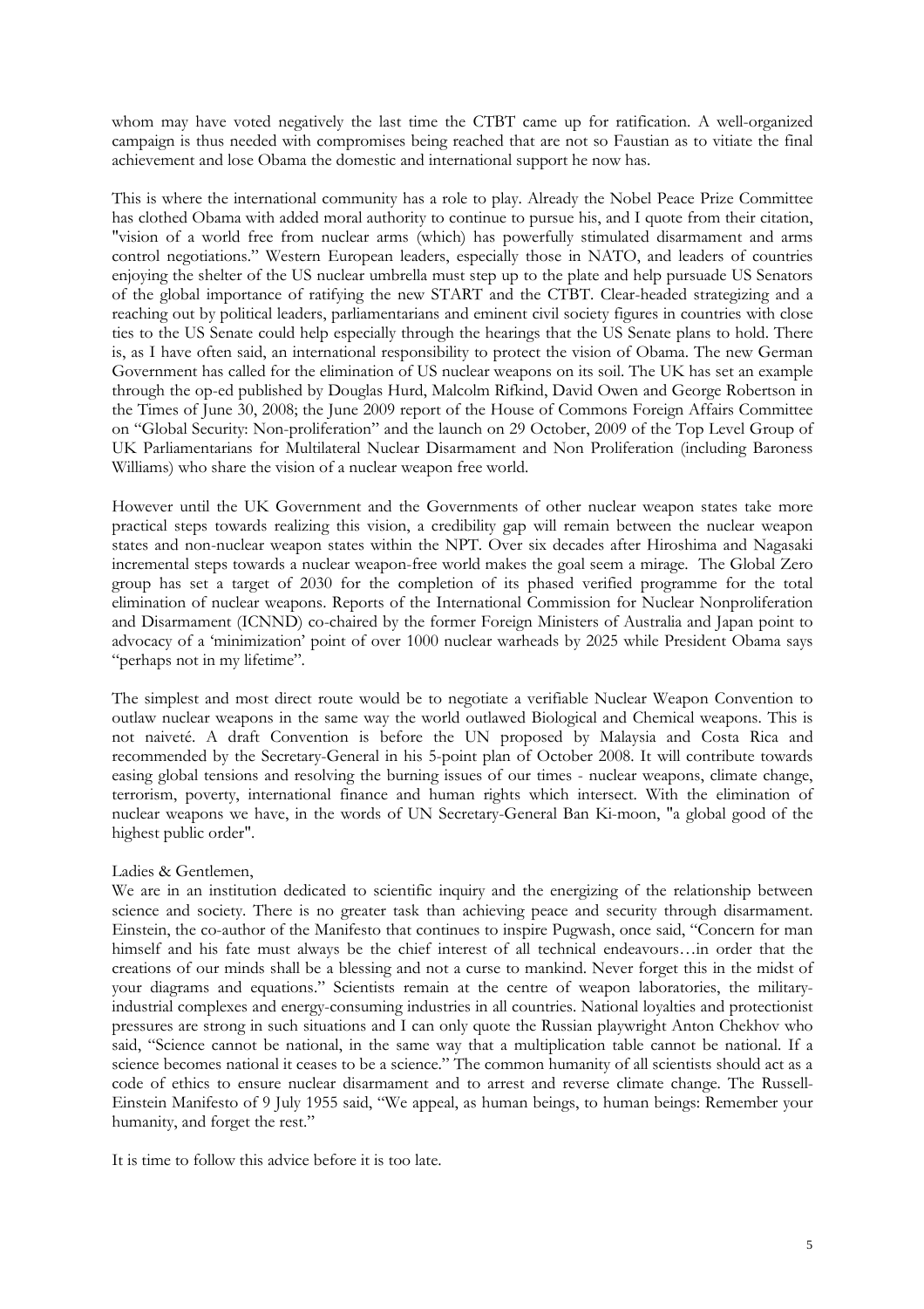whom may have voted negatively the last time the CTBT came up for ratification. A well-organized campaign is thus needed with compromises being reached that are not so Faustian as to vitiate the final achievement and lose Obama the domestic and international support he now has.

This is where the international community has a role to play. Already the Nobel Peace Prize Committee has clothed Obama with added moral authority to continue to pursue his, and I quote from their citation, "vision of a world free from nuclear arms (which) has powerfully stimulated disarmament and arms control negotiations." Western European leaders, especially those in NATO, and leaders of countries enjoying the shelter of the US nuclear umbrella must step up to the plate and help pursuade US Senators of the global importance of ratifying the new START and the CTBT. Clear-headed strategizing and a reaching out by political leaders, parliamentarians and eminent civil society figures in countries with close ties to the US Senate could help especially through the hearings that the US Senate plans to hold. There is, as I have often said, an international responsibility to protect the vision of Obama. The new German Government has called for the elimination of US nuclear weapons on its soil. The UK has set an example through the op-ed published by Douglas Hurd, Malcolm Rifkind, David Owen and George Robertson in the Times of June 30, 2008; the June 2009 report of the House of Commons Foreign Affairs Committee on "Global Security: Non-proliferation" and the launch on 29 October, 2009 of the Top Level Group of UK Parliamentarians for Multilateral Nuclear Disarmament and Non Proliferation (including Baroness Williams) who share the vision of a nuclear weapon free world.

However until the UK Government and the Governments of other nuclear weapon states take more practical steps towards realizing this vision, a credibility gap will remain between the nuclear weapon states and non-nuclear weapon states within the NPT. Over six decades after Hiroshima and Nagasaki incremental steps towards a nuclear weapon-free world makes the goal seem a mirage. The Global Zero group has set a target of 2030 for the completion of its phased verified programme for the total elimination of nuclear weapons. Reports of the International Commission for Nuclear Nonproliferation and Disarmament (ICNND) co-chaired by the former Foreign Ministers of Australia and Japan point to advocacy of a 'minimization' point of over 1000 nuclear warheads by 2025 while President Obama says "perhaps not in my lifetime".

The simplest and most direct route would be to negotiate a verifiable Nuclear Weapon Convention to outlaw nuclear weapons in the same way the world outlawed Biological and Chemical weapons. This is not naiveté. A draft Convention is before the UN proposed by Malaysia and Costa Rica and recommended by the Secretary-General in his 5-point plan of October 2008. It will contribute towards easing global tensions and resolving the burning issues of our times - nuclear weapons, climate change, terrorism, poverty, international finance and human rights which intersect. With the elimination of nuclear weapons we have, in the words of UN Secretary-General Ban Ki-moon, "a global good of the highest public order".

Ladies & Gentlemen,

We are in an institution dedicated to scientific inquiry and the energizing of the relationship between science and society. There is no greater task than achieving peace and security through disarmament. Einstein, the co-author of the Manifesto that continues to inspire Pugwash, once said, "Concern for man himself and his fate must always be the chief interest of all technical endeavours…in order that the creations of our minds shall be a blessing and not a curse to mankind. Never forget this in the midst of your diagrams and equations." Scientists remain at the centre of weapon laboratories, the military-industrial complexes and energy-consuming industries in all countries. National loyalties and protectionist pressures are strong in such situations and I can only quote the Russian playwright Anton Chekhov who said, "Science cannot be national, in the same way that a multiplication table cannot be national. If a science becomes national it ceases to be a science." The common humanity of all scientists should act as a code of ethics to ensure nuclear disarmament and to arrest and reverse climate change. The Russell-Einstein Manifesto of 9 July 1955 said, "We appeal, as human beings, to human beings: Remember your humanity, and forget the rest."

It is time to follow this advice before it is too late.